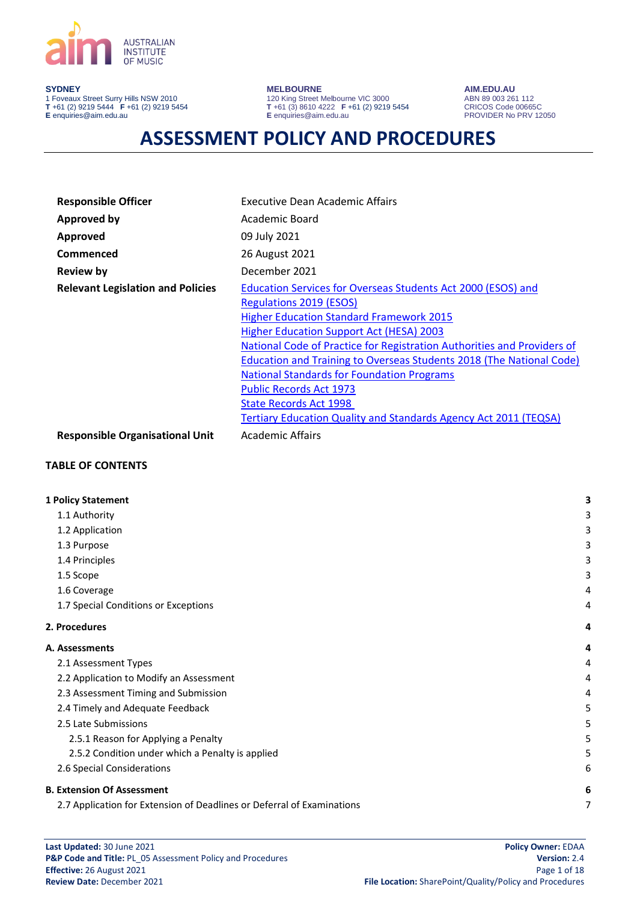AUSTRALIAN INSTITUTE OF MUSIC

**SYDNEY**
1 Foveaux Street Surry Hills NSW 2010
**T** +61 (2) 9219 5444 **F** +61 (2) 9219 5454
**E** enquiries@aim.edu.au

**MELBOURNE**
120 King Street Melbourne VIC 3000
**T** +61 (3) 8610 4222 **F** +61 (2) 9219 5454
**E** enquiries@aim.edu.au

**AIM.EDU.AU**
ABN 89 003 261 112
CRICOS Code 00665C
PROVIDER No PRV 12050

# ASSESSMENT POLICY AND PROCEDURES

| | |
|---|---|
| **Responsible Officer** | Executive Dean Academic Affairs |
| **Approved by** | Academic Board |
| **Approved** | 09 July 2021 |
| **Commenced** | 26 August 2021 |
| **Review by** | December 2021 |
| **Relevant Legislation and Policies** | Education Services for Overseas Students Act 2000 (ESOS) and Regulations 2019 (ESOS)<br>Higher Education Standard Framework 2015<br>Higher Education Support Act (HESA) 2003<br>National Code of Practice for Registration Authorities and Providers of Education and Training to Overseas Students 2018 (The National Code)<br>National Standards for Foundation Programs<br>Public Records Act 1973<br>State Records Act 1998<br>Tertiary Education Quality and Standards Agency Act 2011 (TEQSA) |
| **Responsible Organisational Unit** | Academic Affairs |

**TABLE OF CONTENTS**

**1 Policy Statement** **3**
- 1.1 Authority 3
- 1.2 Application 3
- 1.3 Purpose 3
- 1.4 Principles 3
- 1.5 Scope 3
- 1.6 Coverage 4
- 1.7 Special Conditions or Exceptions 4

**2. Procedures** **4**

**A. Assessments** **4**
- 2.1 Assessment Types 4
- 2.2 Application to Modify an Assessment 4
- 2.3 Assessment Timing and Submission 4
- 2.4 Timely and Adequate Feedback 5
- 2.5 Late Submissions 5
  - 2.5.1 Reason for Applying a Penalty 5
  - 2.5.2 Condition under which a Penalty is applied 5
- 2.6 Special Considerations 6

**B. Extension Of Assessment** **6**
- 2.7 Application for Extension of Deadlines or Deferral of Examinations 7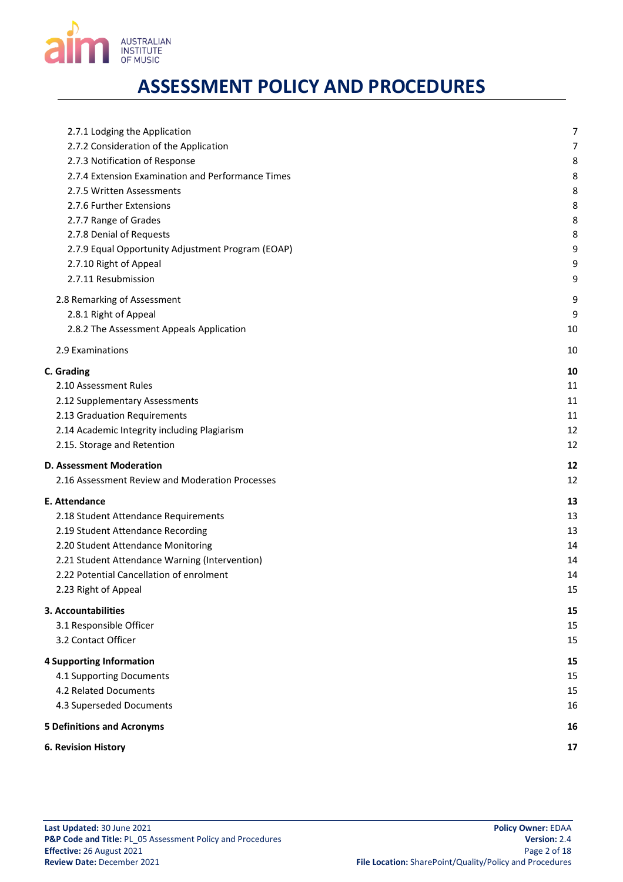# ASSESSMENT POLICY AND PROCEDURES

| | |
|---|---|
| 2.7.1 Lodging the Application | 7 |
| 2.7.2 Consideration of the Application | 7 |
| 2.7.3 Notification of Response | 8 |
| 2.7.4 Extension Examination and Performance Times | 8 |
| 2.7.5 Written Assessments | 8 |
| 2.7.6 Further Extensions | 8 |
| 2.7.7 Range of Grades | 8 |
| 2.7.8 Denial of Requests | 8 |
| 2.7.9 Equal Opportunity Adjustment Program (EOAP) | 9 |
| 2.7.10 Right of Appeal | 9 |
| 2.7.11 Resubmission | 9 |
| 2.8 Remarking of Assessment | 9 |
| 2.8.1 Right of Appeal | 9 |
| 2.8.2 The Assessment Appeals Application | 10 |
| 2.9 Examinations | 10 |
| **C. Grading** | **10** |
| 2.10 Assessment Rules | 11 |
| 2.12 Supplementary Assessments | 11 |
| 2.13 Graduation Requirements | 11 |
| 2.14 Academic Integrity including Plagiarism | 12 |
| 2.15. Storage and Retention | 12 |
| **D. Assessment Moderation** | **12** |
| 2.16 Assessment Review and Moderation Processes | 12 |
| **E. Attendance** | **13** |
| 2.18 Student Attendance Requirements | 13 |
| 2.19 Student Attendance Recording | 13 |
| 2.20 Student Attendance Monitoring | 14 |
| 2.21 Student Attendance Warning (Intervention) | 14 |
| 2.22 Potential Cancellation of enrolment | 14 |
| 2.23 Right of Appeal | 15 |
| **3. Accountabilities** | **15** |
| 3.1 Responsible Officer | 15 |
| 3.2 Contact Officer | 15 |
| **4 Supporting Information** | **15** |
| 4.1 Supporting Documents | 15 |
| 4.2 Related Documents | 15 |
| 4.3 Superseded Documents | 16 |
| **5 Definitions and Acronyms** | **16** |
| **6. Revision History** | **17** |

**Last Updated:** 30 June 2021
**P&P Code and Title:** PL_05 Assessment Policy and Procedures
**Effective:** 26 August 2021
**Review Date:** December 2021

**Policy Owner:** EDAA
**Version:** 2.4
**File Location:** SharePoint/Quality/Policy and Procedures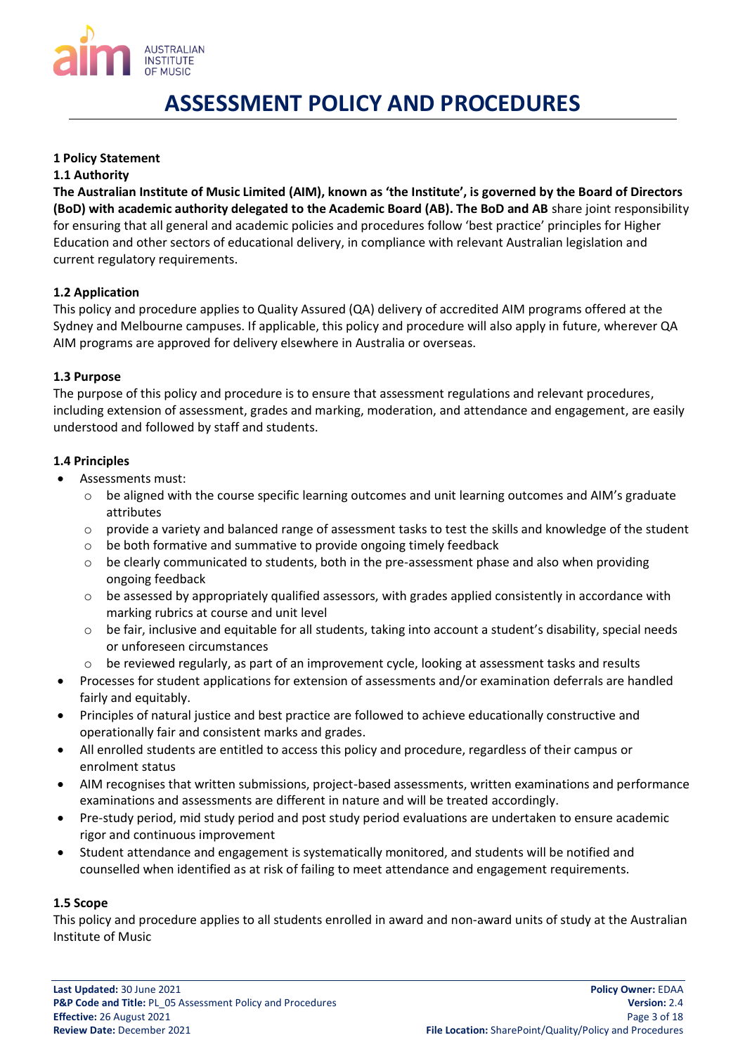# ASSESSMENT POLICY AND PROCEDURES

**1 Policy Statement**

**1.1 Authority**

**The Australian Institute of Music Limited (AIM), known as 'the Institute', is governed by the Board of Directors (BoD) with academic authority delegated to the Academic Board (AB). The BoD and AB** share joint responsibility for ensuring that all general and academic policies and procedures follow 'best practice' principles for Higher Education and other sectors of educational delivery, in compliance with relevant Australian legislation and current regulatory requirements.

**1.2 Application**

This policy and procedure applies to Quality Assured (QA) delivery of accredited AIM programs offered at the Sydney and Melbourne campuses. If applicable, this policy and procedure will also apply in future, wherever QA AIM programs are approved for delivery elsewhere in Australia or overseas.

**1.3 Purpose**

The purpose of this policy and procedure is to ensure that assessment regulations and relevant procedures, including extension of assessment, grades and marking, moderation, and attendance and engagement, are easily understood and followed by staff and students.

**1.4 Principles**

- Assessments must:
  - be aligned with the course specific learning outcomes and unit learning outcomes and AIM's graduate attributes
  - provide a variety and balanced range of assessment tasks to test the skills and knowledge of the student
  - be both formative and summative to provide ongoing timely feedback
  - be clearly communicated to students, both in the pre-assessment phase and also when providing ongoing feedback
  - be assessed by appropriately qualified assessors, with grades applied consistently in accordance with marking rubrics at course and unit level
  - be fair, inclusive and equitable for all students, taking into account a student's disability, special needs or unforeseen circumstances
  - be reviewed regularly, as part of an improvement cycle, looking at assessment tasks and results
- Processes for student applications for extension of assessments and/or examination deferrals are handled fairly and equitably.
- Principles of natural justice and best practice are followed to achieve educationally constructive and operationally fair and consistent marks and grades.
- All enrolled students are entitled to access this policy and procedure, regardless of their campus or enrolment status
- AIM recognises that written submissions, project-based assessments, written examinations and performance examinations and assessments are different in nature and will be treated accordingly.
- Pre-study period, mid study period and post study period evaluations are undertaken to ensure academic rigor and continuous improvement
- Student attendance and engagement is systematically monitored, and students will be notified and counselled when identified as at risk of failing to meet attendance and engagement requirements.

**1.5 Scope**

This policy and procedure applies to all students enrolled in award and non-award units of study at the Australian Institute of Music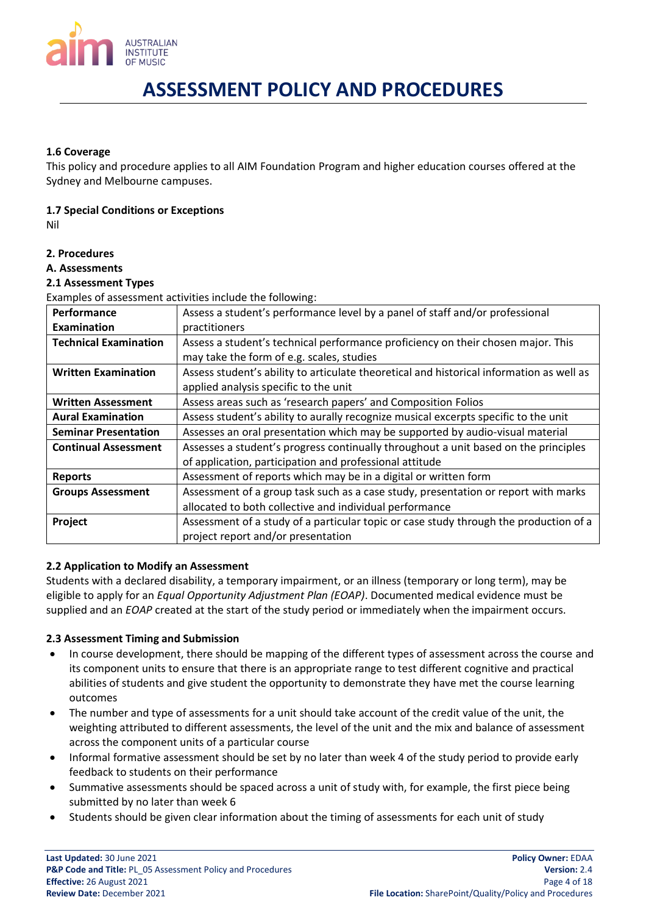**1.6 Coverage**

This policy and procedure applies to all AIM Foundation Program and higher education courses offered at the Sydney and Melbourne campuses.

**1.7 Special Conditions or Exceptions**

Nil

**2. Procedures**

**A. Assessments**

**2.1 Assessment Types**

Examples of assessment activities include the following:

| | |
|---|---|
| **Performance Examination** | Assess a student's performance level by a panel of staff and/or professional practitioners |
| **Technical Examination** | Assess a student's technical performance proficiency on their chosen major. This may take the form of e.g. scales, studies |
| **Written Examination** | Assess student's ability to articulate theoretical and historical information as well as applied analysis specific to the unit |
| **Written Assessment** | Assess areas such as 'research papers' and Composition Folios |
| **Aural Examination** | Assess student's ability to aurally recognize musical excerpts specific to the unit |
| **Seminar Presentation** | Assesses an oral presentation which may be supported by audio-visual material |
| **Continual Assessment** | Assesses a student's progress continually throughout a unit based on the principles of application, participation and professional attitude |
| **Reports** | Assessment of reports which may be in a digital or written form |
| **Groups Assessment** | Assessment of a group task such as a case study, presentation or report with marks allocated to both collective and individual performance |
| **Project** | Assessment of a study of a particular topic or case study through the production of a project report and/or presentation |

**2.2 Application to Modify an Assessment**

Students with a declared disability, a temporary impairment, or an illness (temporary or long term), may be eligible to apply for an *Equal Opportunity Adjustment Plan (EOAP)*. Documented medical evidence must be supplied and an *EOAP* created at the start of the study period or immediately when the impairment occurs.

**2.3 Assessment Timing and Submission**

- In course development, there should be mapping of the different types of assessment across the course and its component units to ensure that there is an appropriate range to test different cognitive and practical abilities of students and give student the opportunity to demonstrate they have met the course learning outcomes
- The number and type of assessments for a unit should take account of the credit value of the unit, the weighting attributed to different assessments, the level of the unit and the mix and balance of assessment across the component units of a particular course
- Informal formative assessment should be set by no later than week 4 of the study period to provide early feedback to students on their performance
- Summative assessments should be spaced across a unit of study with, for example, the first piece being submitted by no later than week 6
- Students should be given clear information about the timing of assessments for each unit of study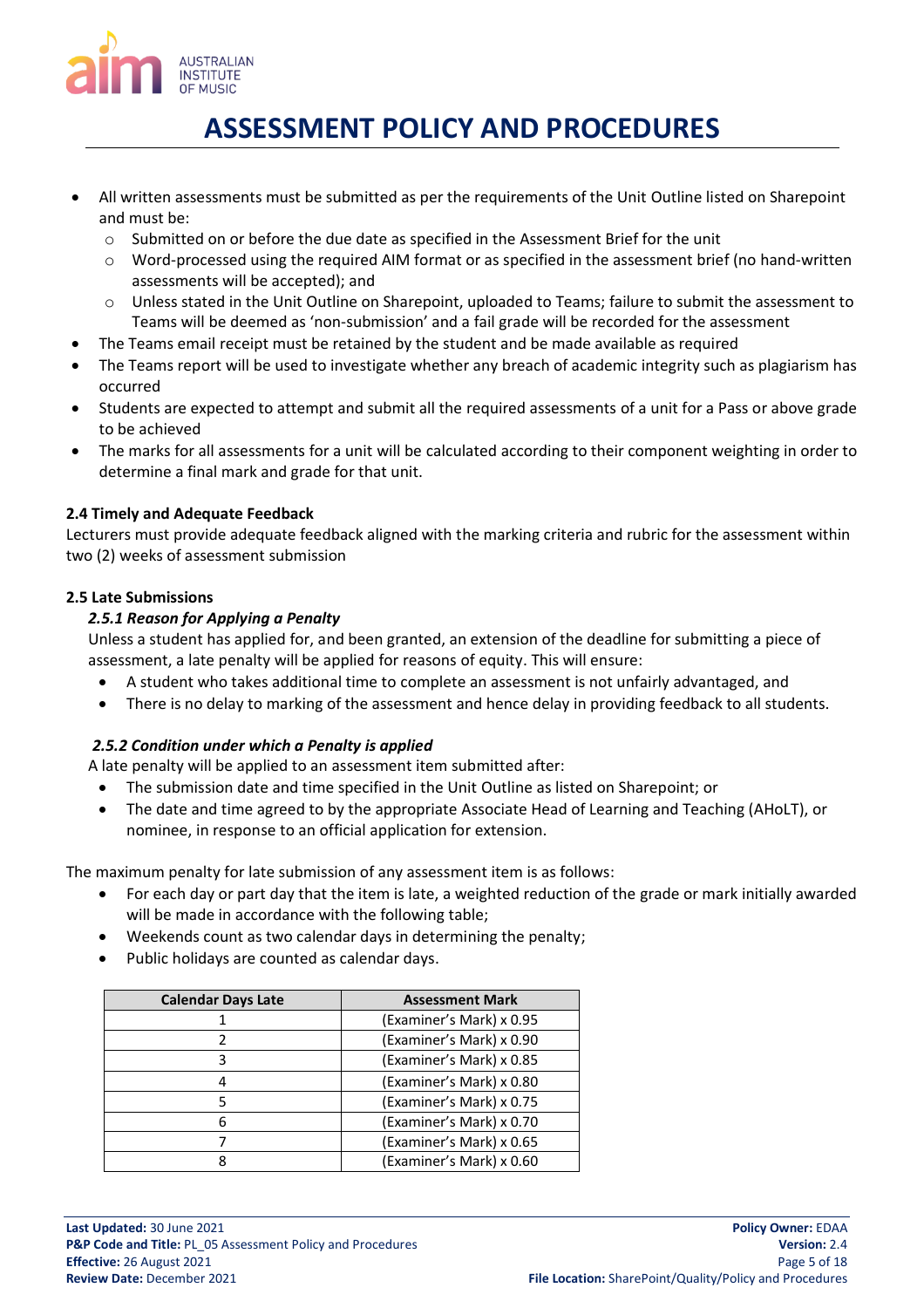- All written assessments must be submitted as per the requirements of the Unit Outline listed on Sharepoint and must be:
  - Submitted on or before the due date as specified in the Assessment Brief for the unit
  - Word-processed using the required AIM format or as specified in the assessment brief (no hand-written assessments will be accepted); and
  - Unless stated in the Unit Outline on Sharepoint, uploaded to Teams; failure to submit the assessment to Teams will be deemed as 'non-submission' and a fail grade will be recorded for the assessment
- The Teams email receipt must be retained by the student and be made available as required
- The Teams report will be used to investigate whether any breach of academic integrity such as plagiarism has occurred
- Students are expected to attempt and submit all the required assessments of a unit for a Pass or above grade to be achieved
- The marks for all assessments for a unit will be calculated according to their component weighting in order to determine a final mark and grade for that unit.

### 2.4 Timely and Adequate Feedback

Lecturers must provide adequate feedback aligned with the marking criteria and rubric for the assessment within two (2) weeks of assessment submission

### 2.5 Late Submissions

#### *2.5.1 Reason for Applying a Penalty*

Unless a student has applied for, and been granted, an extension of the deadline for submitting a piece of assessment, a late penalty will be applied for reasons of equity. This will ensure:

- A student who takes additional time to complete an assessment is not unfairly advantaged, and
- There is no delay to marking of the assessment and hence delay in providing feedback to all students.

#### *2.5.2 Condition under which a Penalty is applied*

A late penalty will be applied to an assessment item submitted after:

- The submission date and time specified in the Unit Outline as listed on Sharepoint; or
- The date and time agreed to by the appropriate Associate Head of Learning and Teaching (AHoLT), or nominee, in response to an official application for extension.

The maximum penalty for late submission of any assessment item is as follows:

- For each day or part day that the item is late, a weighted reduction of the grade or mark initially awarded will be made in accordance with the following table;
- Weekends count as two calendar days in determining the penalty;
- Public holidays are counted as calendar days.

| Calendar Days Late | Assessment Mark |
|---|---|
| 1 | (Examiner's Mark) x 0.95 |
| 2 | (Examiner's Mark) x 0.90 |
| 3 | (Examiner's Mark) x 0.85 |
| 4 | (Examiner's Mark) x 0.80 |
| 5 | (Examiner's Mark) x 0.75 |
| 6 | (Examiner's Mark) x 0.70 |
| 7 | (Examiner's Mark) x 0.65 |
| 8 | (Examiner's Mark) x 0.60 |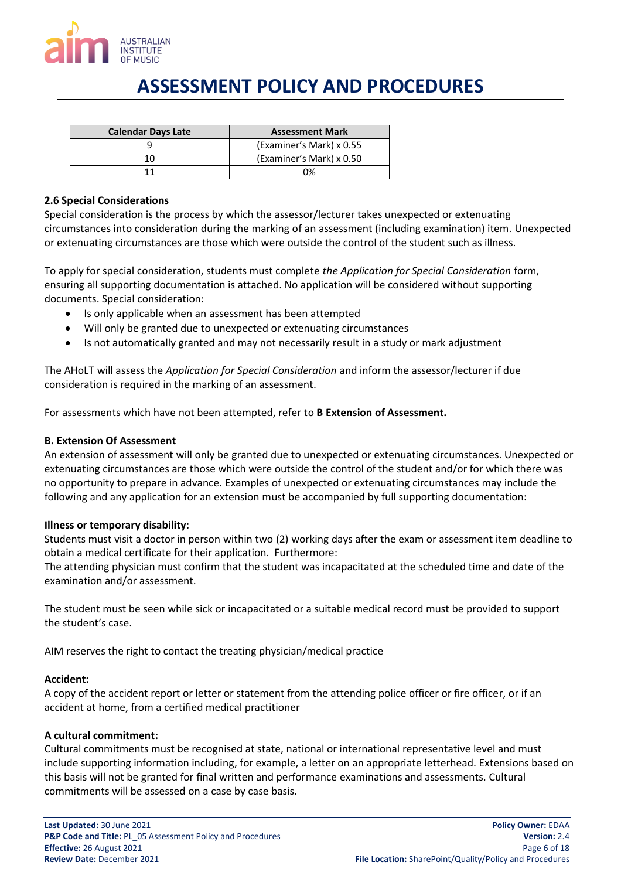| Calendar Days Late | Assessment Mark |
|---|---|
| 9 | (Examiner's Mark) x 0.55 |
| 10 | (Examiner's Mark) x 0.50 |
| 11 | 0% |

**2.6 Special Considerations**

Special consideration is the process by which the assessor/lecturer takes unexpected or extenuating circumstances into consideration during the marking of an assessment (including examination) item. Unexpected or extenuating circumstances are those which were outside the control of the student such as illness.

To apply for special consideration, students must complete *the Application for Special Consideration* form, ensuring all supporting documentation is attached. No application will be considered without supporting documents. Special consideration:

- Is only applicable when an assessment has been attempted
- Will only be granted due to unexpected or extenuating circumstances
- Is not automatically granted and may not necessarily result in a study or mark adjustment

The AHoLT will assess the *Application for Special Consideration* and inform the assessor/lecturer if due consideration is required in the marking of an assessment.

For assessments which have not been attempted, refer to **B Extension of Assessment.**

**B. Extension Of Assessment**

An extension of assessment will only be granted due to unexpected or extenuating circumstances. Unexpected or extenuating circumstances are those which were outside the control of the student and/or for which there was no opportunity to prepare in advance. Examples of unexpected or extenuating circumstances may include the following and any application for an extension must be accompanied by full supporting documentation:

**Illness or temporary disability:**

Students must visit a doctor in person within two (2) working days after the exam or assessment item deadline to obtain a medical certificate for their application. Furthermore:

The attending physician must confirm that the student was incapacitated at the scheduled time and date of the examination and/or assessment.

The student must be seen while sick or incapacitated or a suitable medical record must be provided to support the student's case.

AIM reserves the right to contact the treating physician/medical practice

**Accident:**

A copy of the accident report or letter or statement from the attending police officer or fire officer, or if an accident at home, from a certified medical practitioner

**A cultural commitment:**

Cultural commitments must be recognised at state, national or international representative level and must include supporting information including, for example, a letter on an appropriate letterhead. Extensions based on this basis will not be granted for final written and performance examinations and assessments. Cultural commitments will be assessed on a case by case basis.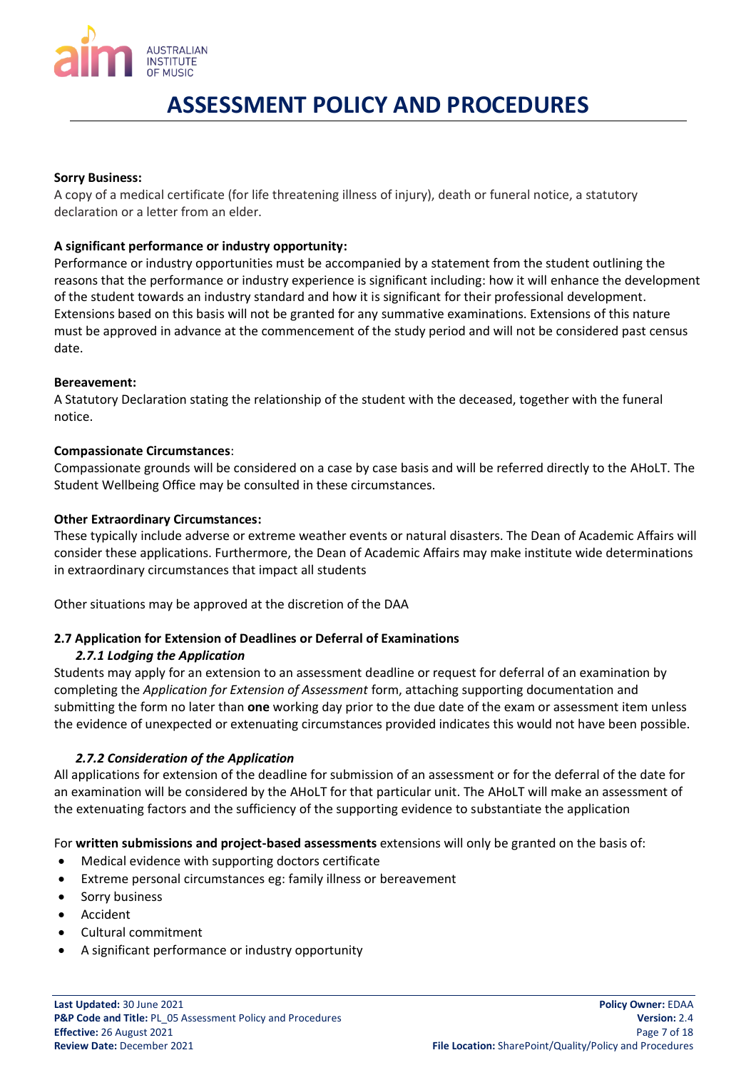**Sorry Business:**

A copy of a medical certificate (for life threatening illness of injury), death or funeral notice, a statutory declaration or a letter from an elder.

**A significant performance or industry opportunity:**

Performance or industry opportunities must be accompanied by a statement from the student outlining the reasons that the performance or industry experience is significant including: how it will enhance the development of the student towards an industry standard and how it is significant for their professional development. Extensions based on this basis will not be granted for any summative examinations. Extensions of this nature must be approved in advance at the commencement of the study period and will not be considered past census date.

**Bereavement:**

A Statutory Declaration stating the relationship of the student with the deceased, together with the funeral notice.

**Compassionate Circumstances**:

Compassionate grounds will be considered on a case by case basis and will be referred directly to the AHoLT. The Student Wellbeing Office may be consulted in these circumstances.

**Other Extraordinary Circumstances:**

These typically include adverse or extreme weather events or natural disasters. The Dean of Academic Affairs will consider these applications. Furthermore, the Dean of Academic Affairs may make institute wide determinations in extraordinary circumstances that impact all students

Other situations may be approved at the discretion of the DAA

### 2.7 Application for Extension of Deadlines or Deferral of Examinations

#### *2.7.1 Lodging the Application*

Students may apply for an extension to an assessment deadline or request for deferral of an examination by completing the *Application for Extension of Assessment* form, attaching supporting documentation and submitting the form no later than **one** working day prior to the due date of the exam or assessment item unless the evidence of unexpected or extenuating circumstances provided indicates this would not have been possible.

#### *2.7.2 Consideration of the Application*

All applications for extension of the deadline for submission of an assessment or for the deferral of the date for an examination will be considered by the AHoLT for that particular unit. The AHoLT will make an assessment of the extenuating factors and the sufficiency of the supporting evidence to substantiate the application

For **written submissions and project-based assessments** extensions will only be granted on the basis of:

- Medical evidence with supporting doctors certificate
- Extreme personal circumstances eg: family illness or bereavement
- Sorry business
- Accident
- Cultural commitment
- A significant performance or industry opportunity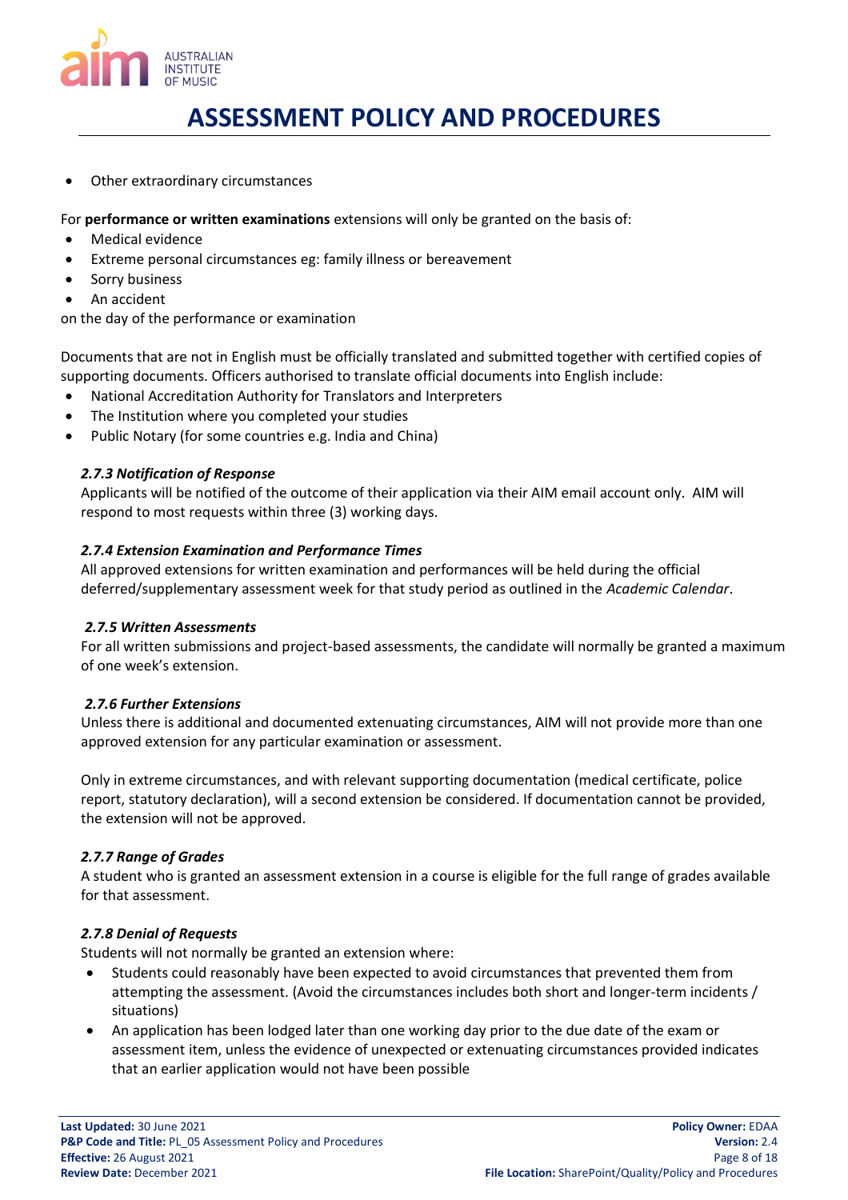- Other extraordinary circumstances

For **performance or written examinations** extensions will only be granted on the basis of:

- Medical evidence
- Extreme personal circumstances eg: family illness or bereavement
- Sorry business
- An accident

on the day of the performance or examination

Documents that are not in English must be officially translated and submitted together with certified copies of supporting documents. Officers authorised to translate official documents into English include:

- National Accreditation Authority for Translators and Interpreters
- The Institution where you completed your studies
- Public Notary (for some countries e.g. India and China)

#### *2.7.3 Notification of Response*

Applicants will be notified of the outcome of their application via their AIM email account only. AIM will respond to most requests within three (3) working days.

#### *2.7.4 Extension Examination and Performance Times*

All approved extensions for written examination and performances will be held during the official deferred/supplementary assessment week for that study period as outlined in the *Academic Calendar*.

#### *2.7.5 Written Assessments*

For all written submissions and project-based assessments, the candidate will normally be granted a maximum of one week's extension.

#### *2.7.6 Further Extensions*

Unless there is additional and documented extenuating circumstances, AIM will not provide more than one approved extension for any particular examination or assessment.

Only in extreme circumstances, and with relevant supporting documentation (medical certificate, police report, statutory declaration), will a second extension be considered. If documentation cannot be provided, the extension will not be approved.

#### *2.7.7 Range of Grades*

A student who is granted an assessment extension in a course is eligible for the full range of grades available for that assessment.

#### *2.7.8 Denial of Requests*

Students will not normally be granted an extension where:

- Students could reasonably have been expected to avoid circumstances that prevented them from attempting the assessment. (Avoid the circumstances includes both short and longer-term incidents / situations)
- An application has been lodged later than one working day prior to the due date of the exam or assessment item, unless the evidence of unexpected or extenuating circumstances provided indicates that an earlier application would not have been possible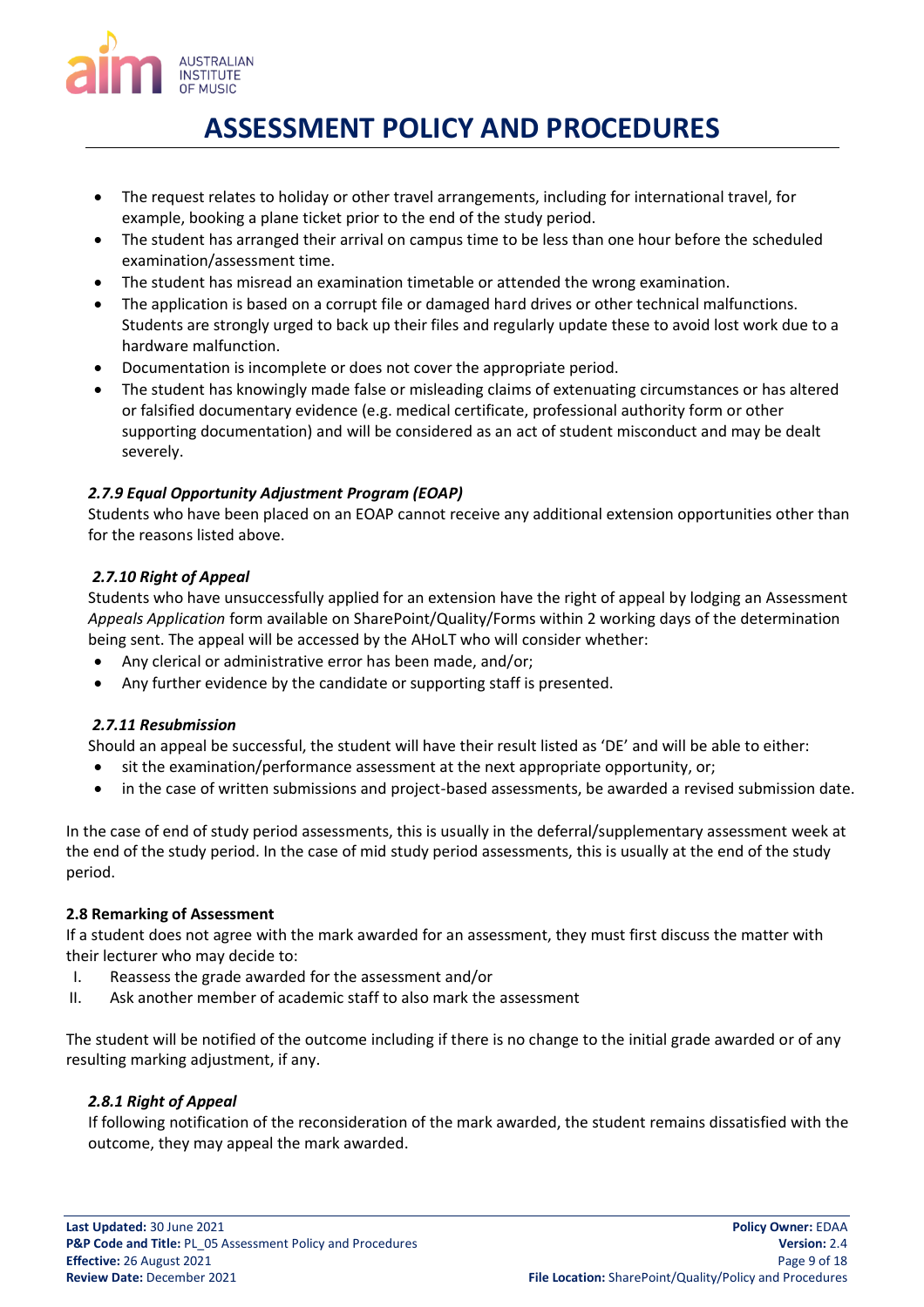- The request relates to holiday or other travel arrangements, including for international travel, for example, booking a plane ticket prior to the end of the study period.
- The student has arranged their arrival on campus time to be less than one hour before the scheduled examination/assessment time.
- The student has misread an examination timetable or attended the wrong examination.
- The application is based on a corrupt file or damaged hard drives or other technical malfunctions. Students are strongly urged to back up their files and regularly update these to avoid lost work due to a hardware malfunction.
- Documentation is incomplete or does not cover the appropriate period.
- The student has knowingly made false or misleading claims of extenuating circumstances or has altered or falsified documentary evidence (e.g. medical certificate, professional authority form or other supporting documentation) and will be considered as an act of student misconduct and may be dealt severely.

#### *2.7.9 Equal Opportunity Adjustment Program (EOAP)*

Students who have been placed on an EOAP cannot receive any additional extension opportunities other than for the reasons listed above.

#### *2.7.10 Right of Appeal*

Students who have unsuccessfully applied for an extension have the right of appeal by lodging an Assessment *Appeals Application* form available on SharePoint/Quality/Forms within 2 working days of the determination being sent. The appeal will be accessed by the AHoLT who will consider whether:

- Any clerical or administrative error has been made, and/or;
- Any further evidence by the candidate or supporting staff is presented.

#### *2.7.11 Resubmission*

Should an appeal be successful, the student will have their result listed as 'DE' and will be able to either:

- sit the examination/performance assessment at the next appropriate opportunity, or;
- in the case of written submissions and project-based assessments, be awarded a revised submission date.

In the case of end of study period assessments, this is usually in the deferral/supplementary assessment week at the end of the study period. In the case of mid study period assessments, this is usually at the end of the study period.

### 2.8 Remarking of Assessment

If a student does not agree with the mark awarded for an assessment, they must first discuss the matter with their lecturer who may decide to:

I. Reassess the grade awarded for the assessment and/or
II. Ask another member of academic staff to also mark the assessment

The student will be notified of the outcome including if there is no change to the initial grade awarded or of any resulting marking adjustment, if any.

#### *2.8.1 Right of Appeal*

If following notification of the reconsideration of the mark awarded, the student remains dissatisfied with the outcome, they may appeal the mark awarded.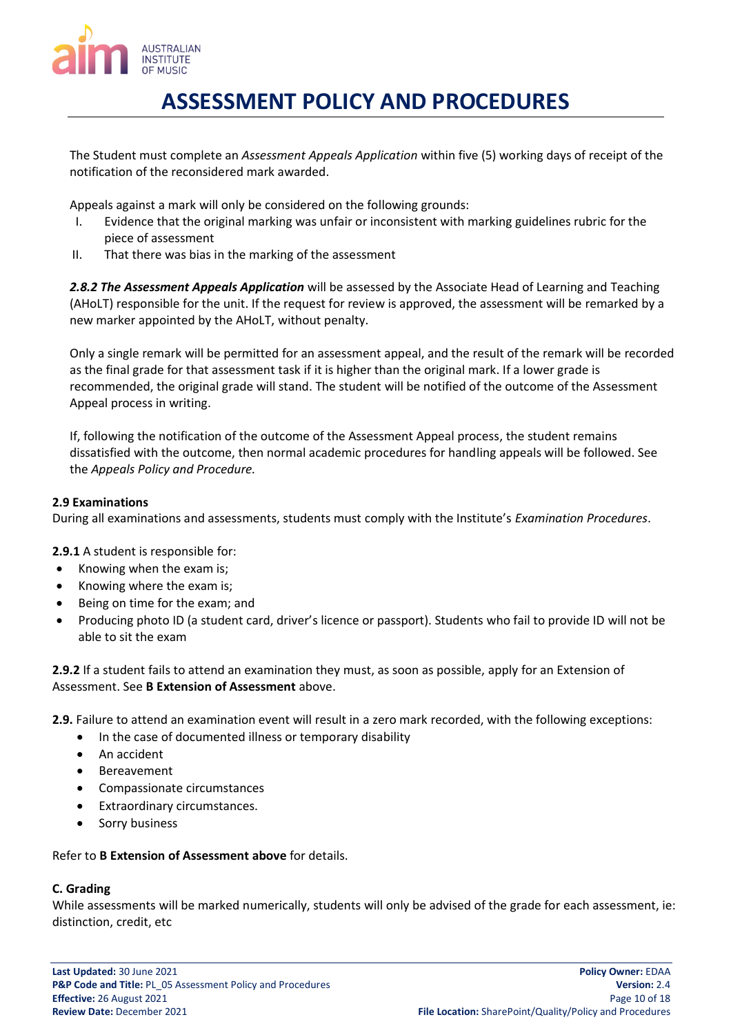The Student must complete an *Assessment Appeals Application* within five (5) working days of receipt of the notification of the reconsidered mark awarded.

Appeals against a mark will only be considered on the following grounds:

I. Evidence that the original marking was unfair or inconsistent with marking guidelines rubric for the piece of assessment
II. That there was bias in the marking of the assessment

***2.8.2 The Assessment Appeals Application*** will be assessed by the Associate Head of Learning and Teaching (AHoLT) responsible for the unit. If the request for review is approved, the assessment will be remarked by a new marker appointed by the AHoLT, without penalty.

Only a single remark will be permitted for an assessment appeal, and the result of the remark will be recorded as the final grade for that assessment task if it is higher than the original mark. If a lower grade is recommended, the original grade will stand. The student will be notified of the outcome of the Assessment Appeal process in writing.

If, following the notification of the outcome of the Assessment Appeal process, the student remains dissatisfied with the outcome, then normal academic procedures for handling appeals will be followed. See the *Appeals Policy and Procedure.*

**2.9 Examinations**
During all examinations and assessments, students must comply with the Institute's *Examination Procedures*.

**2.9.1** A student is responsible for:

- Knowing when the exam is;
- Knowing where the exam is;
- Being on time for the exam; and
- Producing photo ID (a student card, driver's licence or passport). Students who fail to provide ID will not be able to sit the exam

**2.9.2** If a student fails to attend an examination they must, as soon as possible, apply for an Extension of Assessment. See **B Extension of Assessment** above.

**2.9.** Failure to attend an examination event will result in a zero mark recorded, with the following exceptions:

- In the case of documented illness or temporary disability
- An accident
- Bereavement
- Compassionate circumstances
- Extraordinary circumstances.
- Sorry business

Refer to **B Extension of Assessment above** for details.

**C. Grading**
While assessments will be marked numerically, students will only be advised of the grade for each assessment, ie: distinction, credit, etc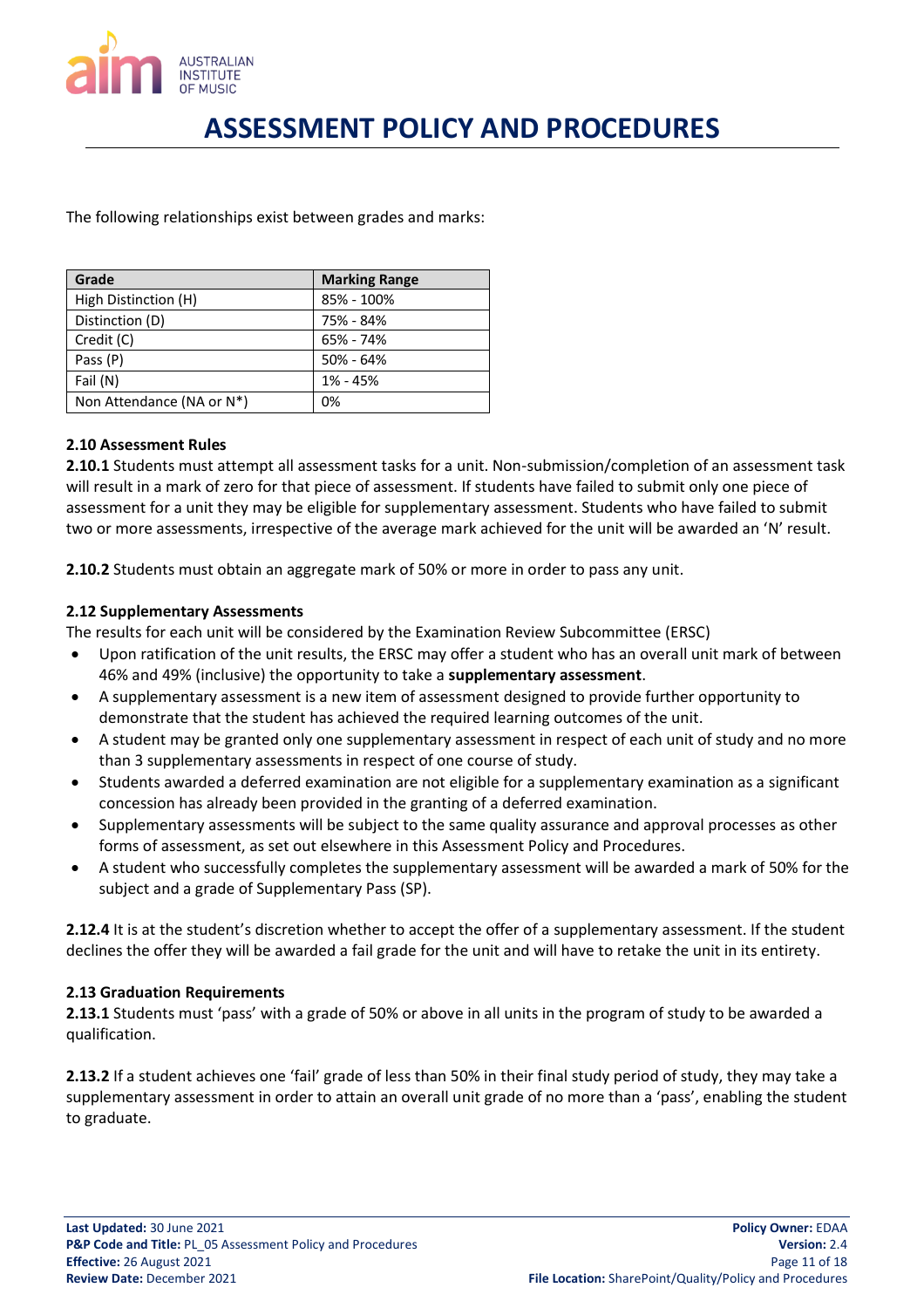The following relationships exist between grades and marks:

| Grade | Marking Range |
|---|---|
| High Distinction (H) | 85% - 100% |
| Distinction (D) | 75% - 84% |
| Credit (C) | 65% - 74% |
| Pass (P) | 50% - 64% |
| Fail (N) | 1% - 45% |
| Non Attendance (NA or N*) | 0% |

**2.10 Assessment Rules**

**2.10.1** Students must attempt all assessment tasks for a unit. Non-submission/completion of an assessment task will result in a mark of zero for that piece of assessment. If students have failed to submit only one piece of assessment for a unit they may be eligible for supplementary assessment. Students who have failed to submit two or more assessments, irrespective of the average mark achieved for the unit will be awarded an 'N' result.

**2.10.2** Students must obtain an aggregate mark of 50% or more in order to pass any unit.

**2.12 Supplementary Assessments**

The results for each unit will be considered by the Examination Review Subcommittee (ERSC)

- Upon ratification of the unit results, the ERSC may offer a student who has an overall unit mark of between 46% and 49% (inclusive) the opportunity to take a **supplementary assessment**.
- A supplementary assessment is a new item of assessment designed to provide further opportunity to demonstrate that the student has achieved the required learning outcomes of the unit.
- A student may be granted only one supplementary assessment in respect of each unit of study and no more than 3 supplementary assessments in respect of one course of study.
- Students awarded a deferred examination are not eligible for a supplementary examination as a significant concession has already been provided in the granting of a deferred examination.
- Supplementary assessments will be subject to the same quality assurance and approval processes as other forms of assessment, as set out elsewhere in this Assessment Policy and Procedures.
- A student who successfully completes the supplementary assessment will be awarded a mark of 50% for the subject and a grade of Supplementary Pass (SP).

**2.12.4** It is at the student's discretion whether to accept the offer of a supplementary assessment. If the student declines the offer they will be awarded a fail grade for the unit and will have to retake the unit in its entirety.

**2.13 Graduation Requirements**

**2.13.1** Students must 'pass' with a grade of 50% or above in all units in the program of study to be awarded a qualification.

**2.13.2** If a student achieves one 'fail' grade of less than 50% in their final study period of study, they may take a supplementary assessment in order to attain an overall unit grade of no more than a 'pass', enabling the student to graduate.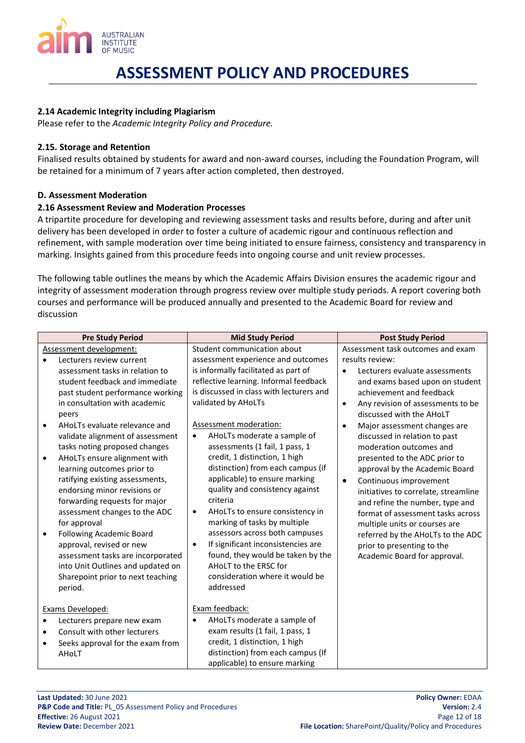### 2.14 Academic Integrity including Plagiarism

Please refer to the *Academic Integrity Policy and Procedure.*

### 2.15. Storage and Retention

Finalised results obtained by students for award and non-award courses, including the Foundation Program, will be retained for a minimum of 7 years after action completed, then destroyed.

### D. Assessment Moderation

### 2.16 Assessment Review and Moderation Processes

A tripartite procedure for developing and reviewing assessment tasks and results before, during and after unit delivery has been developed in order to foster a culture of academic rigour and continuous reflection and refinement, with sample moderation over time being initiated to ensure fairness, consistency and transparency in marking. Insights gained from this procedure feeds into ongoing course and unit review processes.

The following table outlines the means by which the Academic Affairs Division ensures the academic rigour and integrity of assessment moderation through progress review over multiple study periods. A report covering both courses and performance will be produced annually and presented to the Academic Board for review and discussion

| Pre Study Period | Mid Study Period | Post Study Period |
|---|---|---|
| Assessment development:<br>• Lecturers review current assessment tasks in relation to student feedback and immediate past student performance working in consultation with academic peers<br>• AHoLTs evaluate relevance and validate alignment of assessment tasks noting proposed changes<br>• AHoLTs ensure alignment with learning outcomes prior to ratifying existing assessments, endorsing minor revisions or forwarding requests for major assessment changes to the ADC for approval<br>• Following Academic Board approval, revised or new assessment tasks are incorporated into Unit Outlines and updated on Sharepoint prior to next teaching period.<br><br>Exams Developed:<br>• Lecturers prepare new exam<br>• Consult with other lecturers<br>• Seeks approval for the exam from AHoLT | Student communication about assessment experience and outcomes is informally facilitated as part of reflective learning. Informal feedback is discussed in class with lecturers and validated by AHoLTs<br><br>Assessment moderation:<br>• AHoLTs moderate a sample of assessments (1 fail, 1 pass, 1 credit, 1 distinction, 1 high distinction) from each campus (if applicable) to ensure marking quality and consistency against criteria<br>• AHoLTs to ensure consistency in marking of tasks by multiple assessors across both campuses<br>• If significant inconsistencies are found, they would be taken by the AHoLT to the ERSC for consideration where it would be addressed<br><br>Exam feedback:<br>• AHoLTs moderate a sample of exam results (1 fail, 1 pass, 1 credit, 1 distinction, 1 high distinction) from each campus (If applicable) to ensure marking | Assessment task outcomes and exam results review:<br>• Lecturers evaluate assessments and exams based upon on student achievement and feedback<br>• Any revision of assessments to be discussed with the AHoLT<br>• Major assessment changes are discussed in relation to past moderation outcomes and presented to the ADC prior to approval by the Academic Board<br>• Continuous improvement initiatives to correlate, streamline and refine the number, type and format of assessment tasks across multiple units or courses are referred by the AHoLTs to the ADC prior to presenting to the Academic Board for approval. |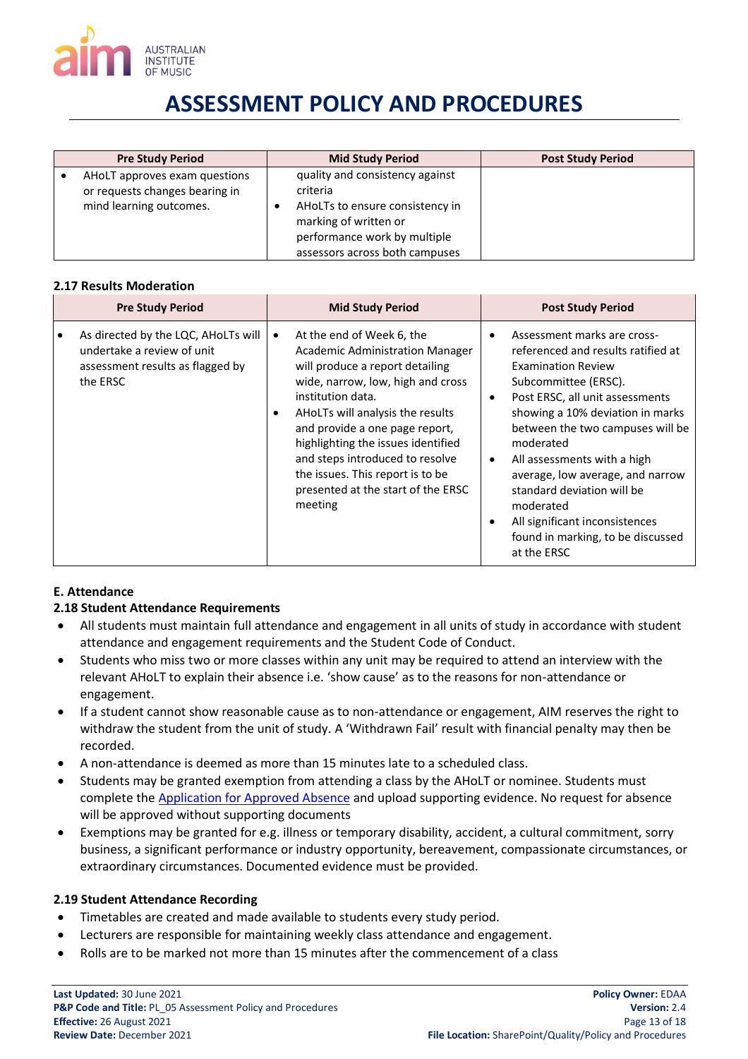| Pre Study Period | Mid Study Period | Post Study Period |
|---|---|---|
| • AHoLT approves exam questions or requests changes bearing in mind learning outcomes. | quality and consistency against criteria<br>• AHoLTs to ensure consistency in marking of written or performance work by multiple assessors across both campuses | |

### 2.17 Results Moderation

| Pre Study Period | Mid Study Period | Post Study Period |
|---|---|---|
| • As directed by the LQC, AHoLTs will undertake a review of unit assessment results as flagged by the ERSC | • At the end of Week 6, the Academic Administration Manager will produce a report detailing wide, narrow, low, high and cross institution data.<br>• AHoLTs will analysis the results and provide a one page report, highlighting the issues identified and steps introduced to resolve the issues. This report is to be presented at the start of the ERSC meeting | • Assessment marks are cross-referenced and results ratified at Examination Review Subcommittee (ERSC).<br>• Post ERSC, all unit assessments showing a 10% deviation in marks between the two campuses will be moderated<br>• All assessments with a high average, low average, and narrow standard deviation will be moderated<br>• All significant inconsistences found in marking, to be discussed at the ERSC |

### E. Attendance

### 2.18 Student Attendance Requirements

- All students must maintain full attendance and engagement in all units of study in accordance with student attendance and engagement requirements and the Student Code of Conduct.
- Students who miss two or more classes within any unit may be required to attend an interview with the relevant AHoLT to explain their absence i.e. 'show cause' as to the reasons for non-attendance or engagement.
- If a student cannot show reasonable cause as to non-attendance or engagement, AIM reserves the right to withdraw the student from the unit of study. A 'Withdrawn Fail' result with financial penalty may then be recorded.
- A non-attendance is deemed as more than 15 minutes late to a scheduled class.
- Students may be granted exemption from attending a class by the AHoLT or nominee. Students must complete the Application for Approved Absence and upload supporting evidence. No request for absence will be approved without supporting documents
- Exemptions may be granted for e.g. illness or temporary disability, accident, a cultural commitment, sorry business, a significant performance or industry opportunity, bereavement, compassionate circumstances, or extraordinary circumstances. Documented evidence must be provided.

### 2.19 Student Attendance Recording

- Timetables are created and made available to students every study period.
- Lecturers are responsible for maintaining weekly class attendance and engagement.
- Rolls are to be marked not more than 15 minutes after the commencement of a class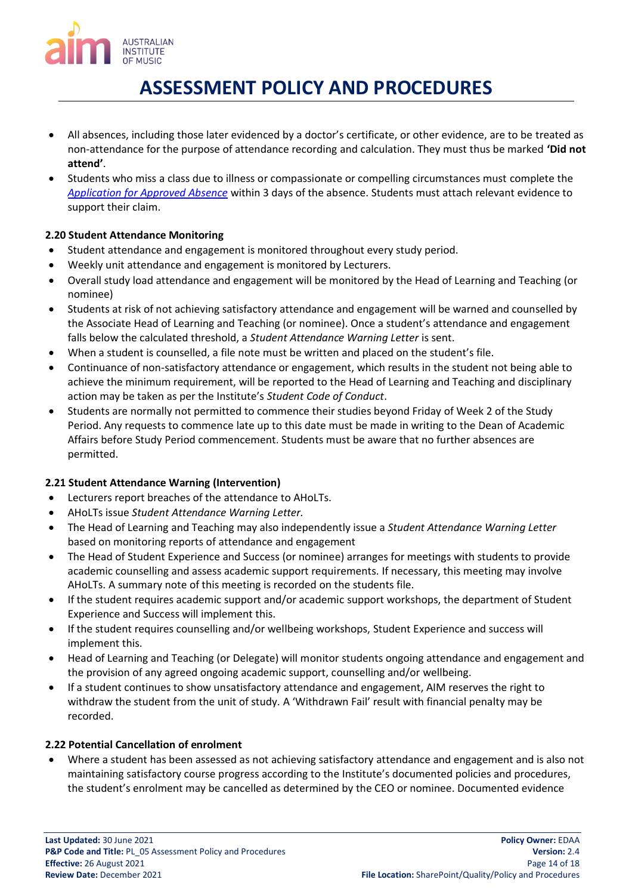- All absences, including those later evidenced by a doctor's certificate, or other evidence, are to be treated as non-attendance for the purpose of attendance recording and calculation. They must thus be marked **'Did not attend'**.
- Students who miss a class due to illness or compassionate or compelling circumstances must complete the *Application for Approved Absence* within 3 days of the absence. Students must attach relevant evidence to support their claim.

### 2.20 Student Attendance Monitoring

- Student attendance and engagement is monitored throughout every study period.
- Weekly unit attendance and engagement is monitored by Lecturers.
- Overall study load attendance and engagement will be monitored by the Head of Learning and Teaching (or nominee)
- Students at risk of not achieving satisfactory attendance and engagement will be warned and counselled by the Associate Head of Learning and Teaching (or nominee). Once a student's attendance and engagement falls below the calculated threshold, a *Student Attendance Warning Letter* is sent.
- When a student is counselled, a file note must be written and placed on the student's file.
- Continuance of non-satisfactory attendance or engagement, which results in the student not being able to achieve the minimum requirement, will be reported to the Head of Learning and Teaching and disciplinary action may be taken as per the Institute's *Student Code of Conduct*.
- Students are normally not permitted to commence their studies beyond Friday of Week 2 of the Study Period. Any requests to commence late up to this date must be made in writing to the Dean of Academic Affairs before Study Period commencement. Students must be aware that no further absences are permitted.

### 2.21 Student Attendance Warning (Intervention)

- Lecturers report breaches of the attendance to AHoLTs.
- AHoLTs issue *Student Attendance Warning Letter.*
- The Head of Learning and Teaching may also independently issue a *Student Attendance Warning Letter* based on monitoring reports of attendance and engagement
- The Head of Student Experience and Success (or nominee) arranges for meetings with students to provide academic counselling and assess academic support requirements. If necessary, this meeting may involve AHoLTs. A summary note of this meeting is recorded on the students file.
- If the student requires academic support and/or academic support workshops, the department of Student Experience and Success will implement this.
- If the student requires counselling and/or wellbeing workshops, Student Experience and success will implement this.
- Head of Learning and Teaching (or Delegate) will monitor students ongoing attendance and engagement and the provision of any agreed ongoing academic support, counselling and/or wellbeing.
- If a student continues to show unsatisfactory attendance and engagement, AIM reserves the right to withdraw the student from the unit of study. A 'Withdrawn Fail' result with financial penalty may be recorded.

### 2.22 Potential Cancellation of enrolment

- Where a student has been assessed as not achieving satisfactory attendance and engagement and is also not maintaining satisfactory course progress according to the Institute's documented policies and procedures, the student's enrolment may be cancelled as determined by the CEO or nominee. Documented evidence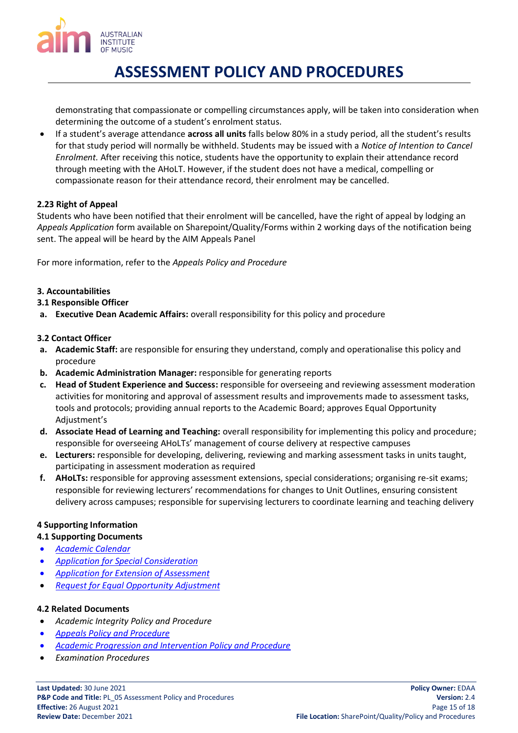demonstrating that compassionate or compelling circumstances apply, will be taken into consideration when determining the outcome of a student's enrolment status.

- If a student's average attendance **across all units** falls below 80% in a study period, all the student's results for that study period will normally be withheld. Students may be issued with a *Notice of Intention to Cancel Enrolment.* After receiving this notice, students have the opportunity to explain their attendance record through meeting with the AHoLT. However, if the student does not have a medical, compelling or compassionate reason for their attendance record, their enrolment may be cancelled.

**2.23 Right of Appeal**

Students who have been notified that their enrolment will be cancelled, have the right of appeal by lodging an *Appeals Application* form available on Sharepoint/Quality/Forms within 2 working days of the notification being sent. The appeal will be heard by the AIM Appeals Panel

For more information, refer to the *Appeals Policy and Procedure*

**3. Accountabilities**

**3.1 Responsible Officer**

a. **Executive Dean Academic Affairs:** overall responsibility for this policy and procedure

**3.2 Contact Officer**

a. **Academic Staff:** are responsible for ensuring they understand, comply and operationalise this policy and procedure
b. **Academic Administration Manager:** responsible for generating reports
c. **Head of Student Experience and Success:** responsible for overseeing and reviewing assessment moderation activities for monitoring and approval of assessment results and improvements made to assessment tasks, tools and protocols; providing annual reports to the Academic Board; approves Equal Opportunity Adjustment's
d. **Associate Head of Learning and Teaching:** overall responsibility for implementing this policy and procedure; responsible for overseeing AHoLTs' management of course delivery at respective campuses
e. **Lecturers:** responsible for developing, delivering, reviewing and marking assessment tasks in units taught, participating in assessment moderation as required
f. **AHoLTs:** responsible for approving assessment extensions, special considerations; organising re-sit exams; responsible for reviewing lecturers' recommendations for changes to Unit Outlines, ensuring consistent delivery across campuses; responsible for supervising lecturers to coordinate learning and teaching delivery

**4 Supporting Information**

**4.1 Supporting Documents**

- *Academic Calendar*
- *Application for Special Consideration*
- *Application for Extension of Assessment*
- *Request for Equal Opportunity Adjustment*

**4.2 Related Documents**

- *Academic Integrity Policy and Procedure*
- *Appeals Policy and Procedure*
- *Academic Progression and Intervention Policy and Procedure*
- *Examination Procedures*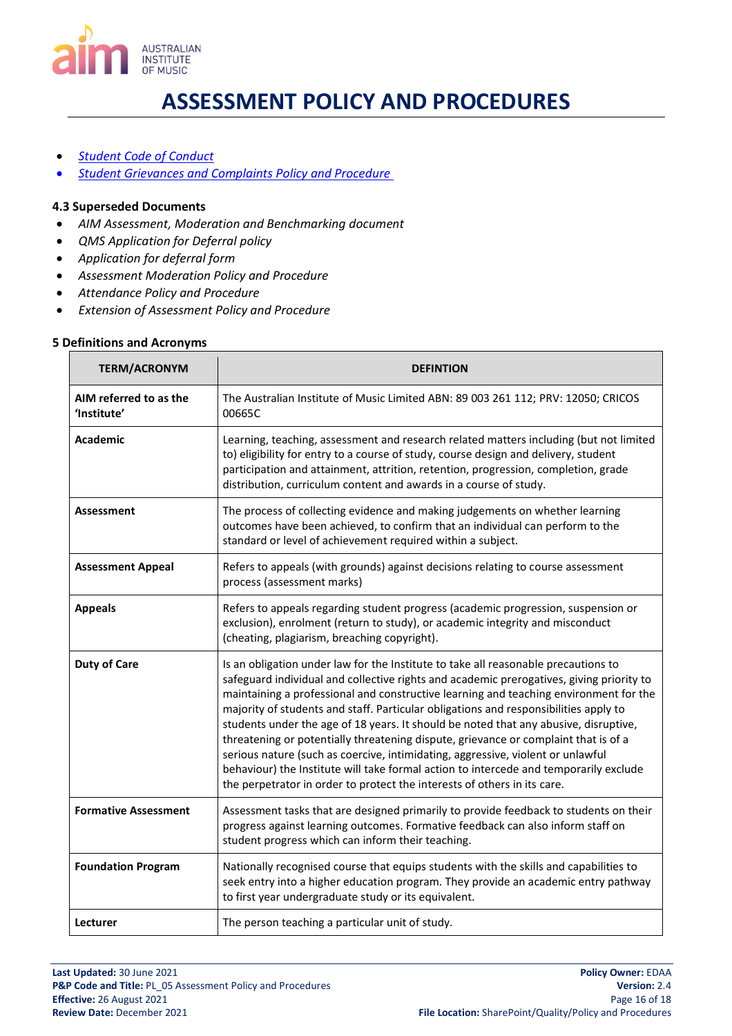- *Student Code of Conduct*
- *Student Grievances and Complaints Policy and Procedure*

### 4.3 Superseded Documents

- *AIM Assessment, Moderation and Benchmarking document*
- *QMS Application for Deferral policy*
- *Application for deferral form*
- *Assessment Moderation Policy and Procedure*
- *Attendance Policy and Procedure*
- *Extension of Assessment Policy and Procedure*

## 5 Definitions and Acronyms

| TERM/ACRONYM | DEFINTION |
|---|---|
| **AIM referred to as the 'Institute'** | The Australian Institute of Music Limited ABN: 89 003 261 112; PRV: 12050; CRICOS 00665C |
| **Academic** | Learning, teaching, assessment and research related matters including (but not limited to) eligibility for entry to a course of study, course design and delivery, student participation and attainment, attrition, retention, progression, completion, grade distribution, curriculum content and awards in a course of study. |
| **Assessment** | The process of collecting evidence and making judgements on whether learning outcomes have been achieved, to confirm that an individual can perform to the standard or level of achievement required within a subject. |
| **Assessment Appeal** | Refers to appeals (with grounds) against decisions relating to course assessment process (assessment marks) |
| **Appeals** | Refers to appeals regarding student progress (academic progression, suspension or exclusion), enrolment (return to study), or academic integrity and misconduct (cheating, plagiarism, breaching copyright). |
| **Duty of Care** | Is an obligation under law for the Institute to take all reasonable precautions to safeguard individual and collective rights and academic prerogatives, giving priority to maintaining a professional and constructive learning and teaching environment for the majority of students and staff. Particular obligations and responsibilities apply to students under the age of 18 years. It should be noted that any abusive, disruptive, threatening or potentially threatening dispute, grievance or complaint that is of a serious nature (such as coercive, intimidating, aggressive, violent or unlawful behaviour) the Institute will take formal action to intercede and temporarily exclude the perpetrator in order to protect the interests of others in its care. |
| **Formative Assessment** | Assessment tasks that are designed primarily to provide feedback to students on their progress against learning outcomes. Formative feedback can also inform staff on student progress which can inform their teaching. |
| **Foundation Program** | Nationally recognised course that equips students with the skills and capabilities to seek entry into a higher education program. They provide an academic entry pathway to first year undergraduate study or its equivalent. |
| **Lecturer** | The person teaching a particular unit of study. |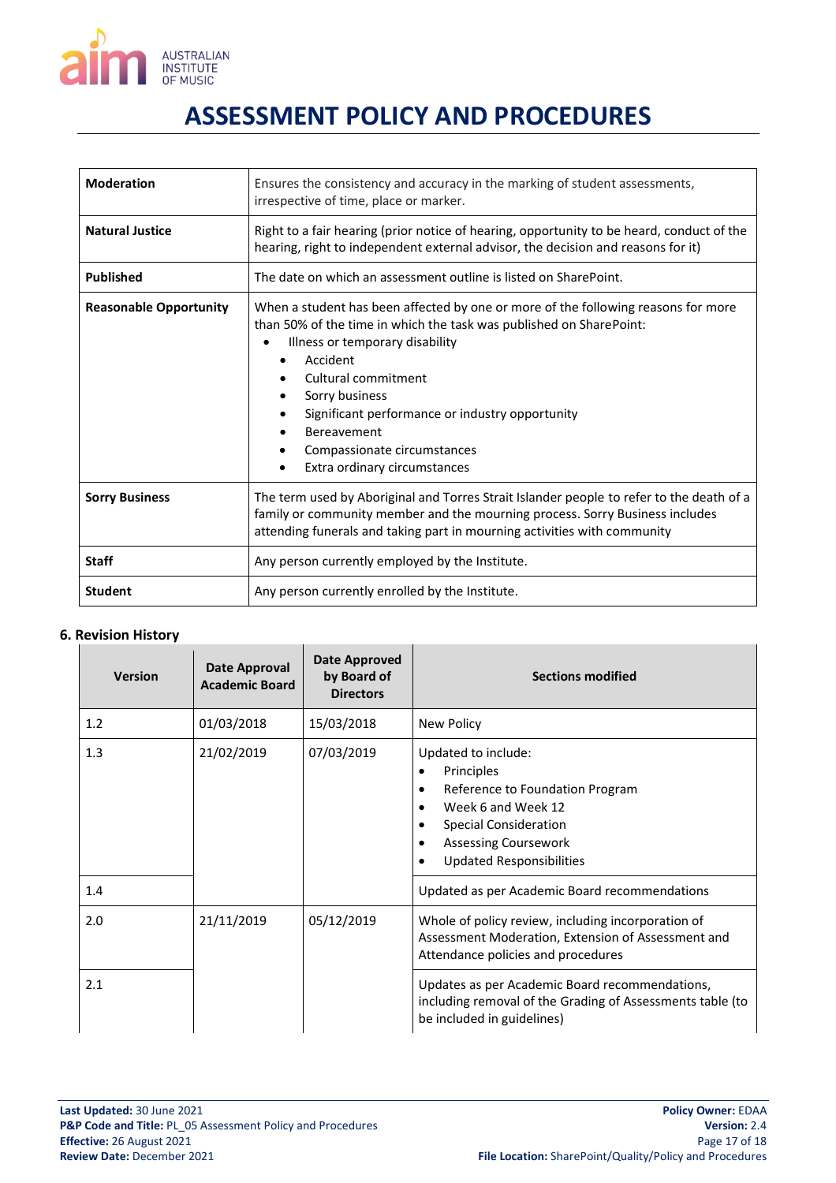| Moderation | Ensures the consistency and accuracy in the marking of student assessments, irrespective of time, place or marker. |
|---|---|
| **Natural Justice** | Right to a fair hearing (prior notice of hearing, opportunity to be heard, conduct of the hearing, right to independent external advisor, the decision and reasons for it) |
| **Published** | The date on which an assessment outline is listed on SharePoint. |
| **Reasonable Opportunity** | When a student has been affected by one or more of the following reasons for more than 50% of the time in which the task was published on SharePoint:<br>• Illness or temporary disability<br>• Accident<br>• Cultural commitment<br>• Sorry business<br>• Significant performance or industry opportunity<br>• Bereavement<br>• Compassionate circumstances<br>• Extra ordinary circumstances |
| **Sorry Business** | The term used by Aboriginal and Torres Strait Islander people to refer to the death of a family or community member and the mourning process. Sorry Business includes attending funerals and taking part in mourning activities with community |
| **Staff** | Any person currently employed by the Institute. |
| **Student** | Any person currently enrolled by the Institute. |

## 6. Revision History

| Version | Date Approval Academic Board | Date Approved by Board of Directors | Sections modified |
|---|---|---|---|
| 1.2 | 01/03/2018 | 15/03/2018 | New Policy |
| 1.3 | 21/02/2019 | 07/03/2019 | Updated to include:<br>• Principles<br>• Reference to Foundation Program<br>• Week 6 and Week 12<br>• Special Consideration<br>• Assessing Coursework<br>• Updated Responsibilities |
| 1.4 | | | Updated as per Academic Board recommendations |
| 2.0 | 21/11/2019 | 05/12/2019 | Whole of policy review, including incorporation of Assessment Moderation, Extension of Assessment and Attendance policies and procedures |
| 2.1 | | | Updates as per Academic Board recommendations, including removal of the Grading of Assessments table (to be included in guidelines) |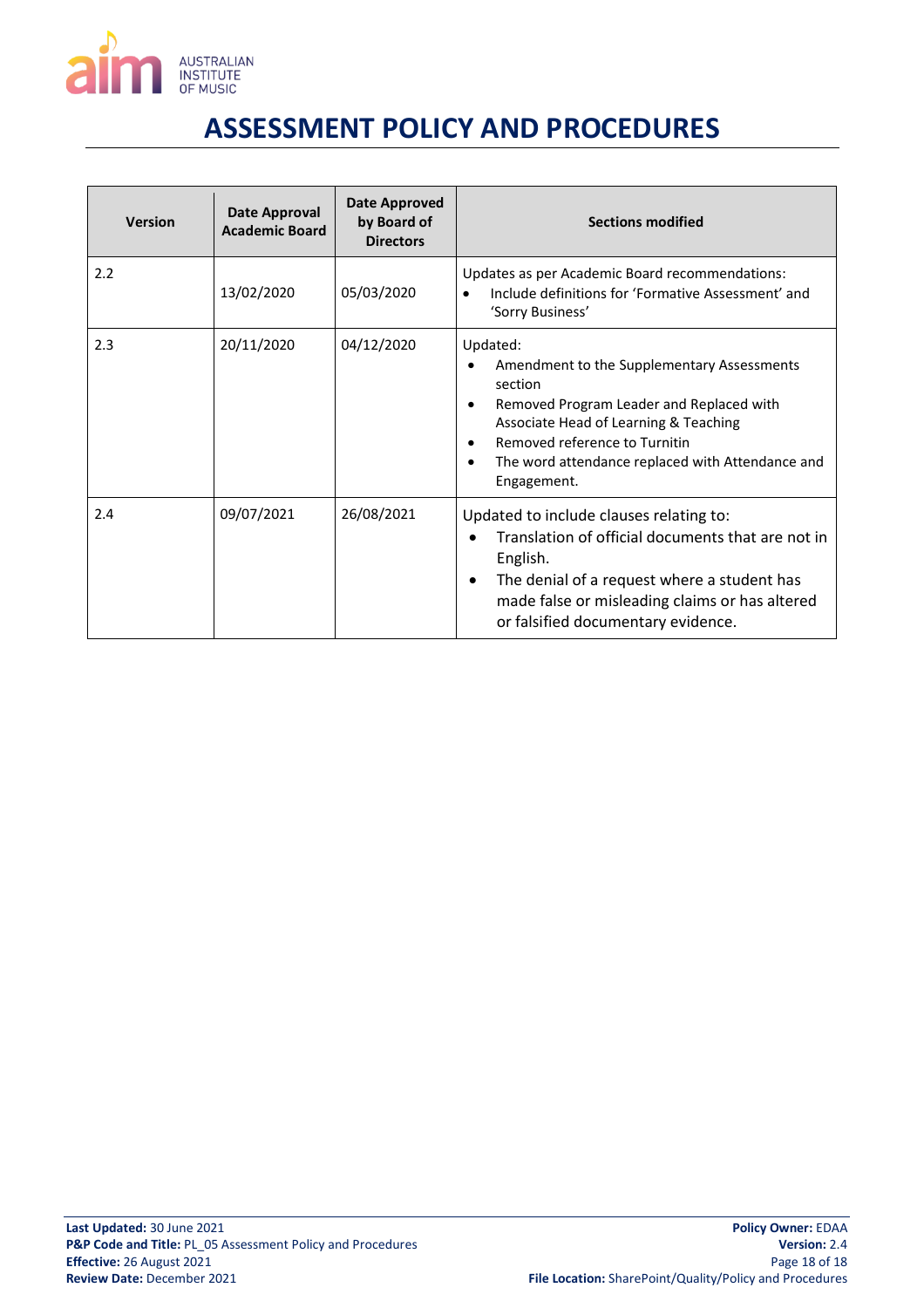# ASSESSMENT POLICY AND PROCEDURES

| Version | Date Approval Academic Board | Date Approved by Board of Directors | Sections modified |
|---|---|---|---|
| 2.2 | 13/02/2020 | 05/03/2020 | Updates as per Academic Board recommendations: <br>• Include definitions for 'Formative Assessment' and 'Sorry Business' |
| 2.3 | 20/11/2020 | 04/12/2020 | Updated: <br>• Amendment to the Supplementary Assessments section <br>• Removed Program Leader and Replaced with Associate Head of Learning & Teaching <br>• Removed reference to Turnitin <br>• The word attendance replaced with Attendance and Engagement. |
| 2.4 | 09/07/2021 | 26/08/2021 | Updated to include clauses relating to: <br>• Translation of official documents that are not in English. <br>• The denial of a request where a student has made false or misleading claims or has altered or falsified documentary evidence. |